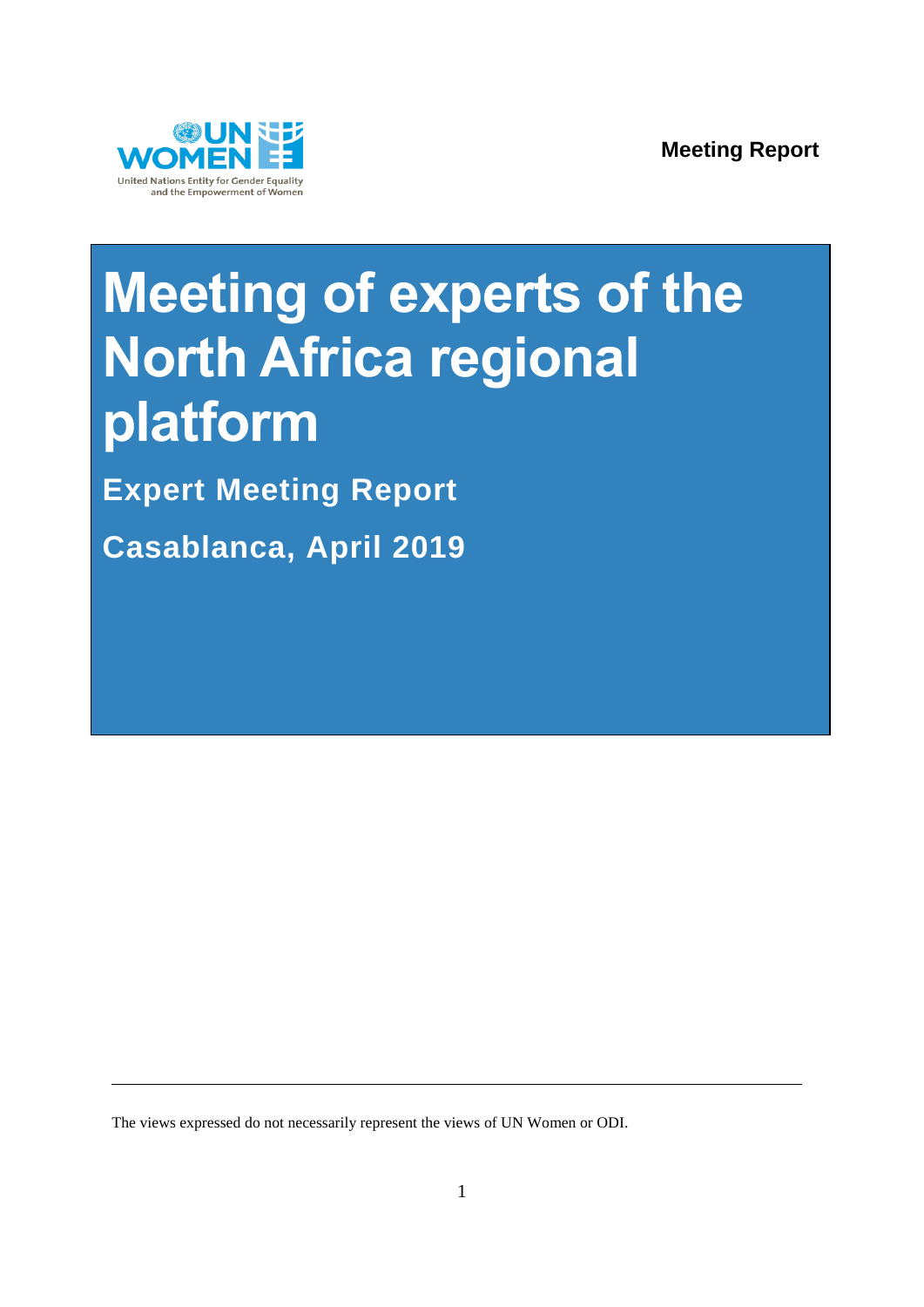**Meeting Report**

# Meeting of experts of the North Africa regional platform

## Expert Meeting Report

## Casablanca, April 2019

---

The views expressed do not necessarily represent the views of UN Women or ODI.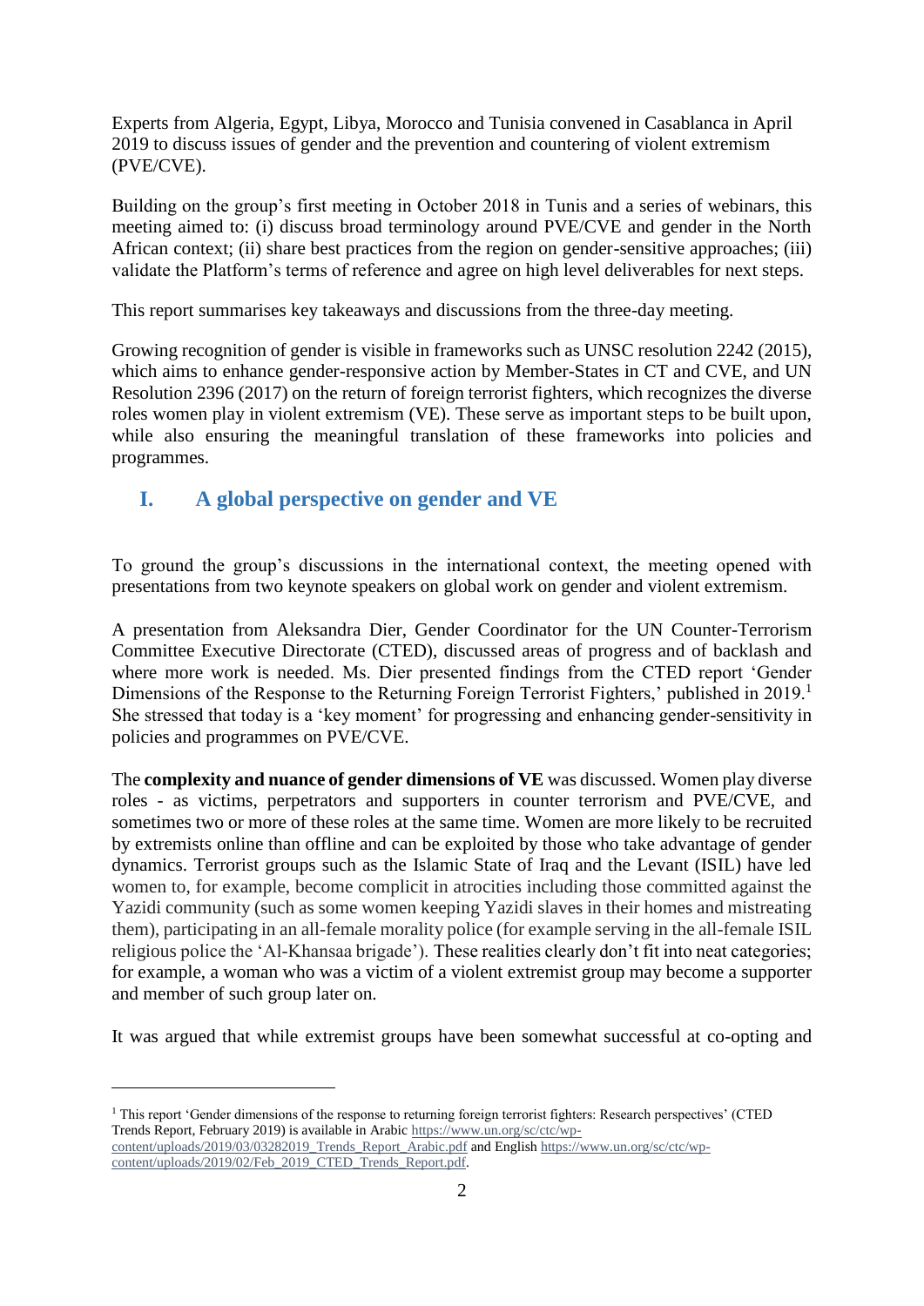Experts from Algeria, Egypt, Libya, Morocco and Tunisia convened in Casablanca in April 2019 to discuss issues of gender and the prevention and countering of violent extremism (PVE/CVE).

Building on the group's first meeting in October 2018 in Tunis and a series of webinars, this meeting aimed to: (i) discuss broad terminology around PVE/CVE and gender in the North African context; (ii) share best practices from the region on gender-sensitive approaches; (iii) validate the Platform's terms of reference and agree on high level deliverables for next steps.

This report summarises key takeaways and discussions from the three-day meeting.

Growing recognition of gender is visible in frameworks such as UNSC resolution 2242 (2015), which aims to enhance gender-responsive action by Member-States in CT and CVE, and UN Resolution 2396 (2017) on the return of foreign terrorist fighters, which recognizes the diverse roles women play in violent extremism (VE). These serve as important steps to be built upon, while also ensuring the meaningful translation of these frameworks into policies and programmes.

## I. A global perspective on gender and VE

To ground the group's discussions in the international context, the meeting opened with presentations from two keynote speakers on global work on gender and violent extremism.

A presentation from Aleksandra Dier, Gender Coordinator for the UN Counter-Terrorism Committee Executive Directorate (CTED), discussed areas of progress and of backlash and where more work is needed. Ms. Dier presented findings from the CTED report 'Gender Dimensions of the Response to the Returning Foreign Terrorist Fighters,' published in 2019.[1] She stressed that today is a 'key moment' for progressing and enhancing gender-sensitivity in policies and programmes on PVE/CVE.

The **complexity and nuance of gender dimensions of VE** was discussed. Women play diverse roles - as victims, perpetrators and supporters in counter terrorism and PVE/CVE, and sometimes two or more of these roles at the same time. Women are more likely to be recruited by extremists online than offline and can be exploited by those who take advantage of gender dynamics. Terrorist groups such as the Islamic State of Iraq and the Levant (ISIL) have led women to, for example, become complicit in atrocities including those committed against the Yazidi community (such as some women keeping Yazidi slaves in their homes and mistreating them), participating in an all-female morality police (for example serving in the all-female ISIL religious police the 'Al-Khansaa brigade'). These realities clearly don't fit into neat categories; for example, a woman who was a victim of a violent extremist group may become a supporter and member of such group later on.

It was argued that while extremist groups have been somewhat successful at co-opting and

---

[1] This report 'Gender dimensions of the response to returning foreign terrorist fighters: Research perspectives' (CTED Trends Report, February 2019) is available in Arabic https://www.un.org/sc/ctc/wp-content/uploads/2019/03/03282019_Trends_Report_Arabic.pdf and English https://www.un.org/sc/ctc/wp-content/uploads/2019/02/Feb_2019_CTED_Trends_Report.pdf.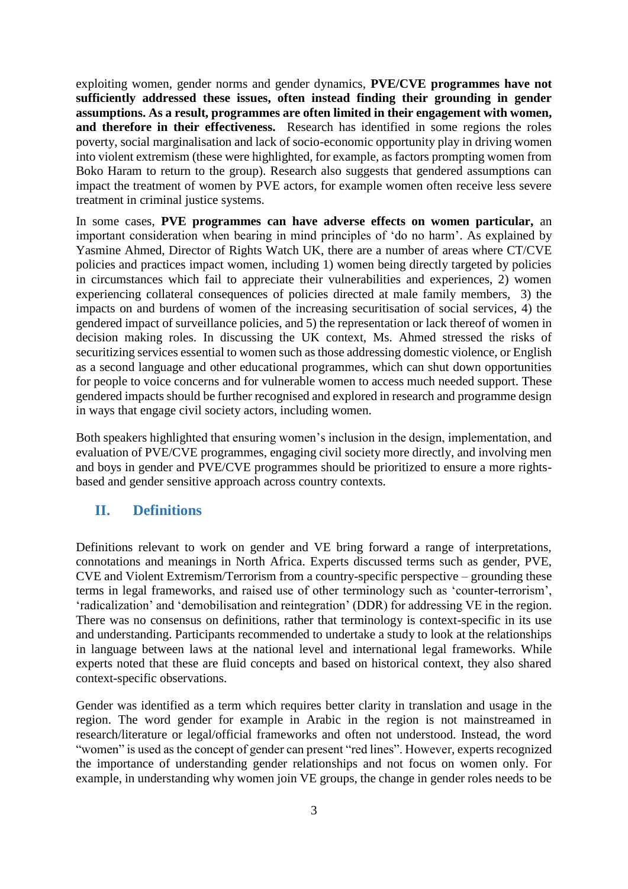exploiting women, gender norms and gender dynamics, **PVE/CVE programmes have not sufficiently addressed these issues, often instead finding their grounding in gender assumptions. As a result, programmes are often limited in their engagement with women, and therefore in their effectiveness.** Research has identified in some regions the roles poverty, social marginalisation and lack of socio-economic opportunity play in driving women into violent extremism (these were highlighted, for example, as factors prompting women from Boko Haram to return to the group). Research also suggests that gendered assumptions can impact the treatment of women by PVE actors, for example women often receive less severe treatment in criminal justice systems.

In some cases, **PVE programmes can have adverse effects on women particular,** an important consideration when bearing in mind principles of 'do no harm'. As explained by Yasmine Ahmed, Director of Rights Watch UK, there are a number of areas where CT/CVE policies and practices impact women, including 1) women being directly targeted by policies in circumstances which fail to appreciate their vulnerabilities and experiences, 2) women experiencing collateral consequences of policies directed at male family members, 3) the impacts on and burdens of women of the increasing securitisation of social services, 4) the gendered impact of surveillance policies, and 5) the representation or lack thereof of women in decision making roles. In discussing the UK context, Ms. Ahmed stressed the risks of securitizing services essential to women such as those addressing domestic violence, or English as a second language and other educational programmes, which can shut down opportunities for people to voice concerns and for vulnerable women to access much needed support. These gendered impacts should be further recognised and explored in research and programme design in ways that engage civil society actors, including women.

Both speakers highlighted that ensuring women's inclusion in the design, implementation, and evaluation of PVE/CVE programmes, engaging civil society more directly, and involving men and boys in gender and PVE/CVE programmes should be prioritized to ensure a more rights-based and gender sensitive approach across country contexts.

## II. Definitions

Definitions relevant to work on gender and VE bring forward a range of interpretations, connotations and meanings in North Africa. Experts discussed terms such as gender, PVE, CVE and Violent Extremism/Terrorism from a country-specific perspective – grounding these terms in legal frameworks, and raised use of other terminology such as 'counter-terrorism', 'radicalization' and 'demobilisation and reintegration' (DDR) for addressing VE in the region. There was no consensus on definitions, rather that terminology is context-specific in its use and understanding. Participants recommended to undertake a study to look at the relationships in language between laws at the national level and international legal frameworks. While experts noted that these are fluid concepts and based on historical context, they also shared context-specific observations.

Gender was identified as a term which requires better clarity in translation and usage in the region. The word gender for example in Arabic in the region is not mainstreamed in research/literature or legal/official frameworks and often not understood. Instead, the word "women" is used as the concept of gender can present "red lines". However, experts recognized the importance of understanding gender relationships and not focus on women only. For example, in understanding why women join VE groups, the change in gender roles needs to be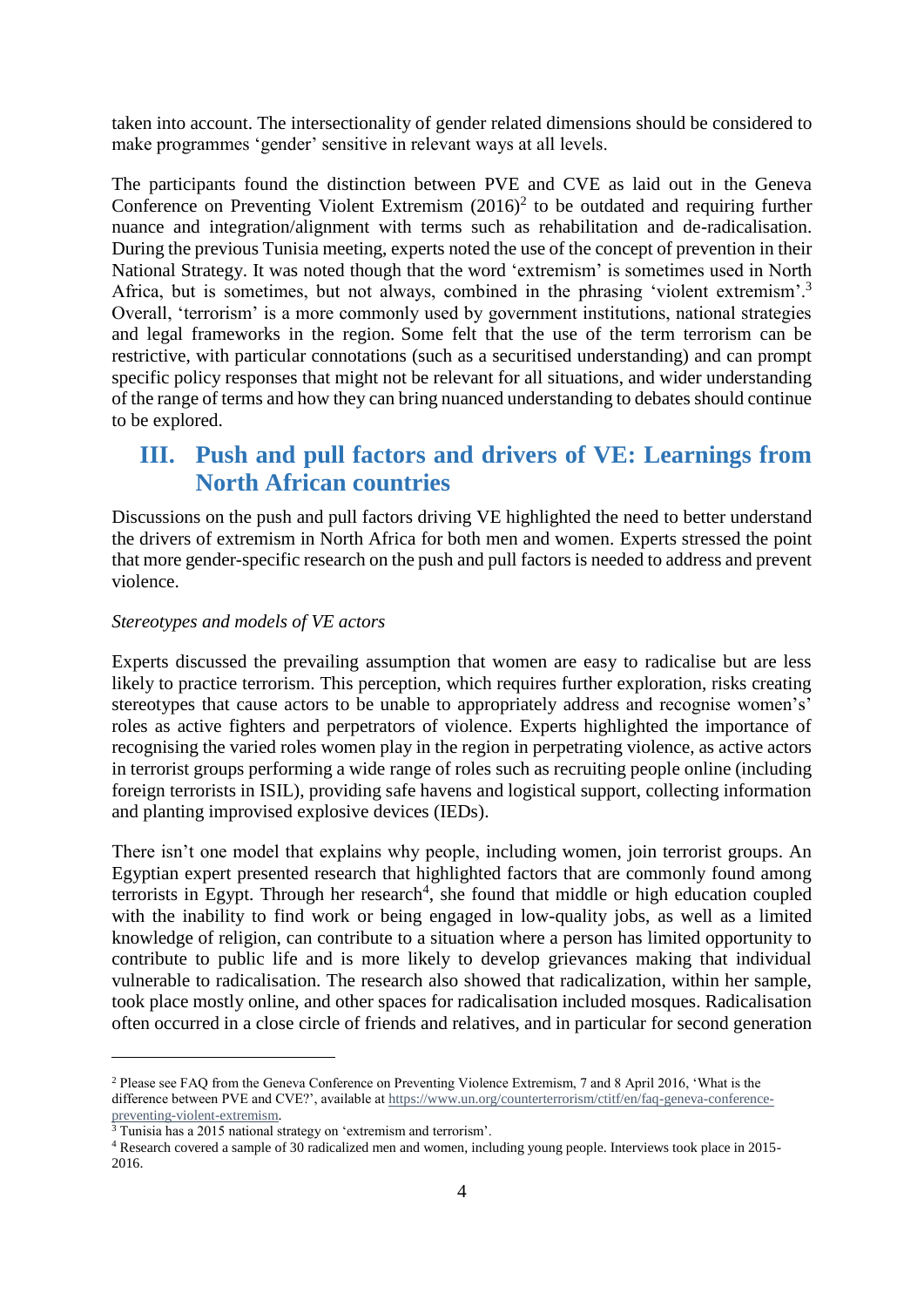taken into account. The intersectionality of gender related dimensions should be considered to make programmes 'gender' sensitive in relevant ways at all levels.

The participants found the distinction between PVE and CVE as laid out in the Geneva Conference on Preventing Violent Extremism (2016)[2] to be outdated and requiring further nuance and integration/alignment with terms such as rehabilitation and de-radicalisation. During the previous Tunisia meeting, experts noted the use of the concept of prevention in their National Strategy. It was noted though that the word 'extremism' is sometimes used in North Africa, but is sometimes, but not always, combined in the phrasing 'violent extremism'.[3] Overall, 'terrorism' is a more commonly used by government institutions, national strategies and legal frameworks in the region. Some felt that the use of the term terrorism can be restrictive, with particular connotations (such as a securitised understanding) and can prompt specific policy responses that might not be relevant for all situations, and wider understanding of the range of terms and how they can bring nuanced understanding to debates should continue to be explored.

## III. Push and pull factors and drivers of VE: Learnings from North African countries

Discussions on the push and pull factors driving VE highlighted the need to better understand the drivers of extremism in North Africa for both men and women. Experts stressed the point that more gender-specific research on the push and pull factors is needed to address and prevent violence.

*Stereotypes and models of VE actors*

Experts discussed the prevailing assumption that women are easy to radicalise but are less likely to practice terrorism. This perception, which requires further exploration, risks creating stereotypes that cause actors to be unable to appropriately address and recognise women's' roles as active fighters and perpetrators of violence. Experts highlighted the importance of recognising the varied roles women play in the region in perpetrating violence, as active actors in terrorist groups performing a wide range of roles such as recruiting people online (including foreign terrorists in ISIL), providing safe havens and logistical support, collecting information and planting improvised explosive devices (IEDs).

There isn't one model that explains why people, including women, join terrorist groups. An Egyptian expert presented research that highlighted factors that are commonly found among terrorists in Egypt. Through her research[4], she found that middle or high education coupled with the inability to find work or being engaged in low-quality jobs, as well as a limited knowledge of religion, can contribute to a situation where a person has limited opportunity to contribute to public life and is more likely to develop grievances making that individual vulnerable to radicalisation. The research also showed that radicalization, within her sample, took place mostly online, and other spaces for radicalisation included mosques. Radicalisation often occurred in a close circle of friends and relatives, and in particular for second generation

---

[2] Please see FAQ from the Geneva Conference on Preventing Violence Extremism, 7 and 8 April 2016, 'What is the difference between PVE and CVE?', available at https://www.un.org/counterterrorism/ctitf/en/faq-geneva-conference-preventing-violent-extremism.

[3] Tunisia has a 2015 national strategy on 'extremism and terrorism'.

[4] Research covered a sample of 30 radicalized men and women, including young people. Interviews took place in 2015-2016.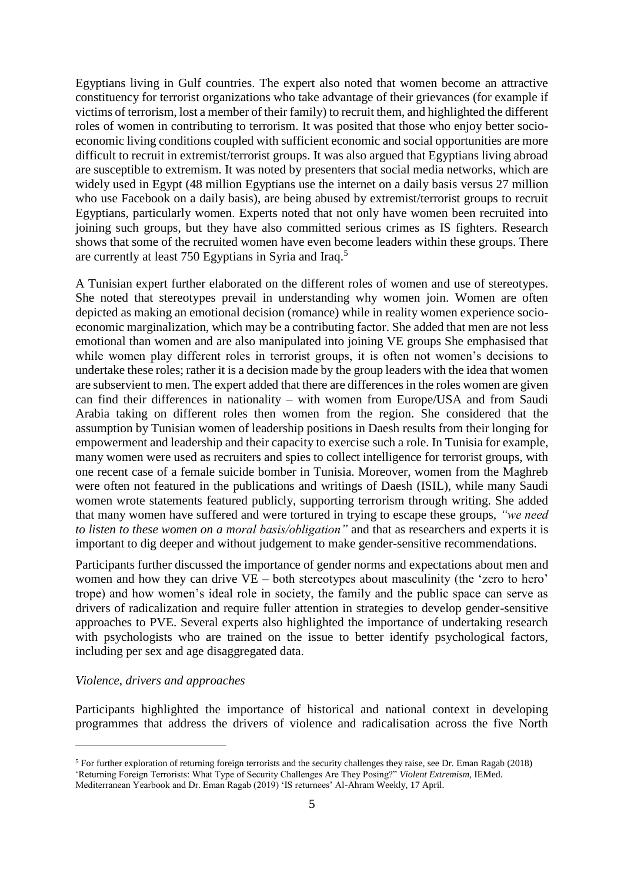Egyptians living in Gulf countries. The expert also noted that women become an attractive constituency for terrorist organizations who take advantage of their grievances (for example if victims of terrorism, lost a member of their family) to recruit them, and highlighted the different roles of women in contributing to terrorism. It was posited that those who enjoy better socio-economic living conditions coupled with sufficient economic and social opportunities are more difficult to recruit in extremist/terrorist groups. It was also argued that Egyptians living abroad are susceptible to extremism. It was noted by presenters that social media networks, which are widely used in Egypt (48 million Egyptians use the internet on a daily basis versus 27 million who use Facebook on a daily basis), are being abused by extremist/terrorist groups to recruit Egyptians, particularly women. Experts noted that not only have women been recruited into joining such groups, but they have also committed serious crimes as IS fighters. Research shows that some of the recruited women have even become leaders within these groups. There are currently at least 750 Egyptians in Syria and Iraq.[5]

A Tunisian expert further elaborated on the different roles of women and use of stereotypes. She noted that stereotypes prevail in understanding why women join. Women are often depicted as making an emotional decision (romance) while in reality women experience socio-economic marginalization, which may be a contributing factor. She added that men are not less emotional than women and are also manipulated into joining VE groups She emphasised that while women play different roles in terrorist groups, it is often not women's decisions to undertake these roles; rather it is a decision made by the group leaders with the idea that women are subservient to men. The expert added that there are differences in the roles women are given can find their differences in nationality – with women from Europe/USA and from Saudi Arabia taking on different roles then women from the region. She considered that the assumption by Tunisian women of leadership positions in Daesh results from their longing for empowerment and leadership and their capacity to exercise such a role. In Tunisia for example, many women were used as recruiters and spies to collect intelligence for terrorist groups, with one recent case of a female suicide bomber in Tunisia. Moreover, women from the Maghreb were often not featured in the publications and writings of Daesh (ISIL), while many Saudi women wrote statements featured publicly, supporting terrorism through writing. She added that many women have suffered and were tortured in trying to escape these groups, *"we need to listen to these women on a moral basis/obligation"* and that as researchers and experts it is important to dig deeper and without judgement to make gender-sensitive recommendations.

Participants further discussed the importance of gender norms and expectations about men and women and how they can drive VE – both stereotypes about masculinity (the 'zero to hero' trope) and how women's ideal role in society, the family and the public space can serve as drivers of radicalization and require fuller attention in strategies to develop gender-sensitive approaches to PVE. Several experts also highlighted the importance of undertaking research with psychologists who are trained on the issue to better identify psychological factors, including per sex and age disaggregated data.

*Violence, drivers and approaches*

Participants highlighted the importance of historical and national context in developing programmes that address the drivers of violence and radicalisation across the five North

---

[5] For further exploration of returning foreign terrorists and the security challenges they raise, see Dr. Eman Ragab (2018) 'Returning Foreign Terrorists: What Type of Security Challenges Are They Posing?" *Violent Extremism*, IEMed. Mediterranean Yearbook and Dr. Eman Ragab (2019) 'IS returnees' Al-Ahram Weekly, 17 April.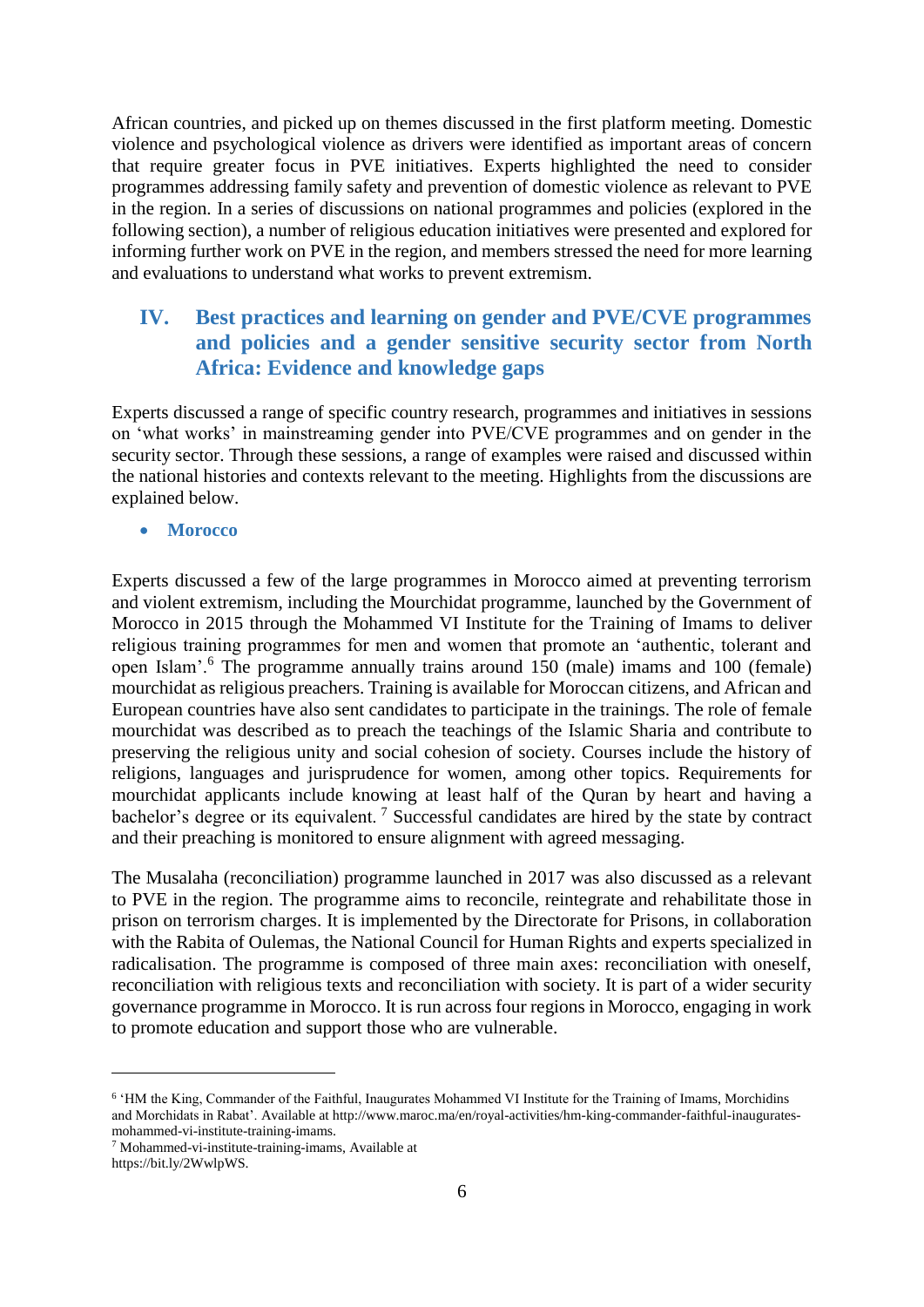African countries, and picked up on themes discussed in the first platform meeting. Domestic violence and psychological violence as drivers were identified as important areas of concern that require greater focus in PVE initiatives. Experts highlighted the need to consider programmes addressing family safety and prevention of domestic violence as relevant to PVE in the region. In a series of discussions on national programmes and policies (explored in the following section), a number of religious education initiatives were presented and explored for informing further work on PVE in the region, and members stressed the need for more learning and evaluations to understand what works to prevent extremism.

## IV. Best practices and learning on gender and PVE/CVE programmes and policies and a gender sensitive security sector from North Africa: Evidence and knowledge gaps

Experts discussed a range of specific country research, programmes and initiatives in sessions on 'what works' in mainstreaming gender into PVE/CVE programmes and on gender in the security sector. Through these sessions, a range of examples were raised and discussed within the national histories and contexts relevant to the meeting. Highlights from the discussions are explained below.

- **Morocco**

Experts discussed a few of the large programmes in Morocco aimed at preventing terrorism and violent extremism, including the Mourchidat programme, launched by the Government of Morocco in 2015 through the Mohammed VI Institute for the Training of Imams to deliver religious training programmes for men and women that promote an 'authentic, tolerant and open Islam'.[6] The programme annually trains around 150 (male) imams and 100 (female) mourchidat as religious preachers. Training is available for Moroccan citizens, and African and European countries have also sent candidates to participate in the trainings. The role of female mourchidat was described as to preach the teachings of the Islamic Sharia and contribute to preserving the religious unity and social cohesion of society. Courses include the history of religions, languages and jurisprudence for women, among other topics. Requirements for mourchidat applicants include knowing at least half of the Quran by heart and having a bachelor's degree or its equivalent.[7] Successful candidates are hired by the state by contract and their preaching is monitored to ensure alignment with agreed messaging.

The Musalaha (reconciliation) programme launched in 2017 was also discussed as a relevant to PVE in the region. The programme aims to reconcile, reintegrate and rehabilitate those in prison on terrorism charges. It is implemented by the Directorate for Prisons, in collaboration with the Rabita of Oulemas, the National Council for Human Rights and experts specialized in radicalisation. The programme is composed of three main axes: reconciliation with oneself, reconciliation with religious texts and reconciliation with society. It is part of a wider security governance programme in Morocco. It is run across four regions in Morocco, engaging in work to promote education and support those who are vulnerable.

---

[6] 'HM the King, Commander of the Faithful, Inaugurates Mohammed VI Institute for the Training of Imams, Morchidins and Morchidats in Rabat'. Available at http://www.maroc.ma/en/royal-activities/hm-king-commander-faithful-inaugurates-mohammed-vi-institute-training-imams.

[7] Mohammed-vi-institute-training-imams, Available at https://bit.ly/2WwlpWS.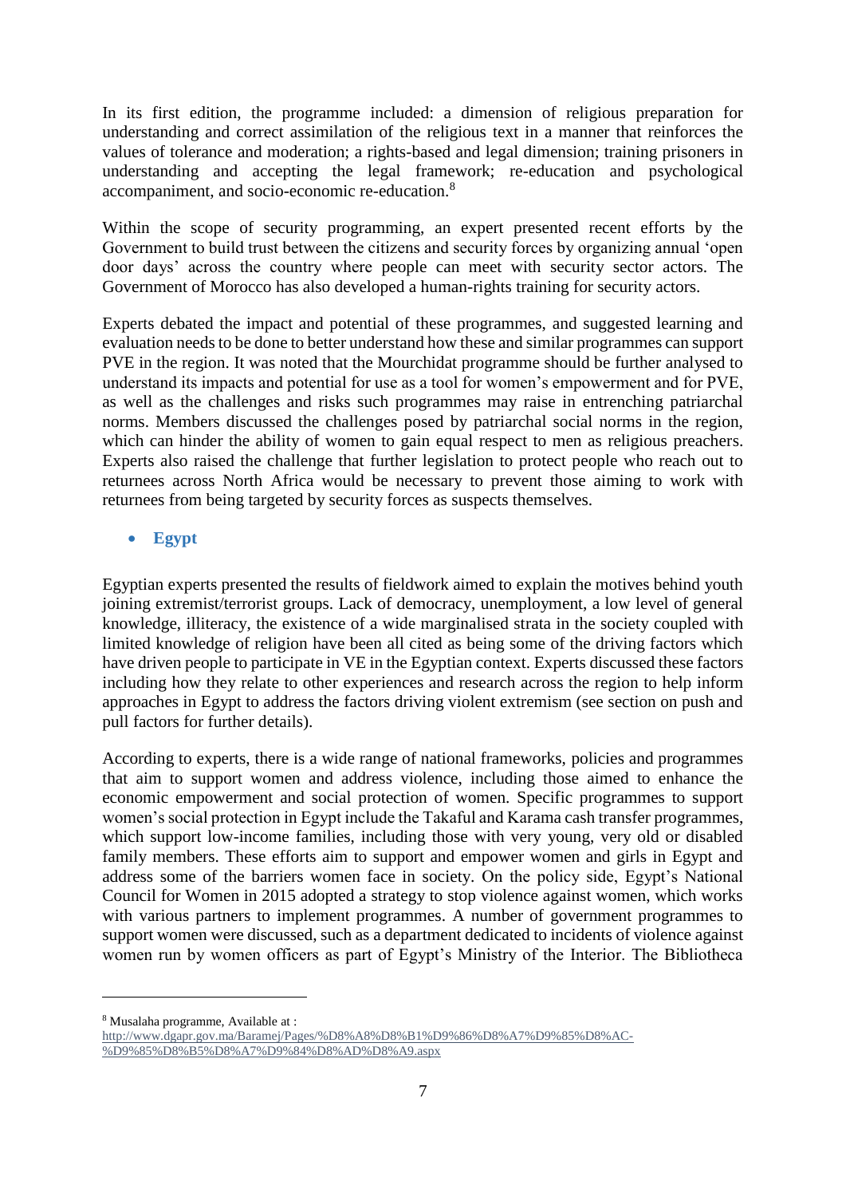In its first edition, the programme included: a dimension of religious preparation for understanding and correct assimilation of the religious text in a manner that reinforces the values of tolerance and moderation; a rights-based and legal dimension; training prisoners in understanding and accepting the legal framework; re-education and psychological accompaniment, and socio-economic re-education.[8]

Within the scope of security programming, an expert presented recent efforts by the Government to build trust between the citizens and security forces by organizing annual 'open door days' across the country where people can meet with security sector actors. The Government of Morocco has also developed a human-rights training for security actors.

Experts debated the impact and potential of these programmes, and suggested learning and evaluation needs to be done to better understand how these and similar programmes can support PVE in the region. It was noted that the Mourchidat programme should be further analysed to understand its impacts and potential for use as a tool for women's empowerment and for PVE, as well as the challenges and risks such programmes may raise in entrenching patriarchal norms. Members discussed the challenges posed by patriarchal social norms in the region, which can hinder the ability of women to gain equal respect to men as religious preachers. Experts also raised the challenge that further legislation to protect people who reach out to returnees across North Africa would be necessary to prevent those aiming to work with returnees from being targeted by security forces as suspects themselves.

- **Egypt**

Egyptian experts presented the results of fieldwork aimed to explain the motives behind youth joining extremist/terrorist groups. Lack of democracy, unemployment, a low level of general knowledge, illiteracy, the existence of a wide marginalised strata in the society coupled with limited knowledge of religion have been all cited as being some of the driving factors which have driven people to participate in VE in the Egyptian context. Experts discussed these factors including how they relate to other experiences and research across the region to help inform approaches in Egypt to address the factors driving violent extremism (see section on push and pull factors for further details).

According to experts, there is a wide range of national frameworks, policies and programmes that aim to support women and address violence, including those aimed to enhance the economic empowerment and social protection of women. Specific programmes to support women's social protection in Egypt include the Takaful and Karama cash transfer programmes, which support low-income families, including those with very young, very old or disabled family members. These efforts aim to support and empower women and girls in Egypt and address some of the barriers women face in society. On the policy side, Egypt's National Council for Women in 2015 adopted a strategy to stop violence against women, which works with various partners to implement programmes. A number of government programmes to support women were discussed, such as a department dedicated to incidents of violence against women run by women officers as part of Egypt's Ministry of the Interior. The Bibliotheca

---

[8] Musalaha programme, Available at : http://www.dgapr.gov.ma/Baramej/Pages/%D8%A8%D8%B1%D9%86%D8%A7%D9%85%D8%AC-%D9%85%D8%B5%D8%A7%D9%84%D8%AD%D8%A9.aspx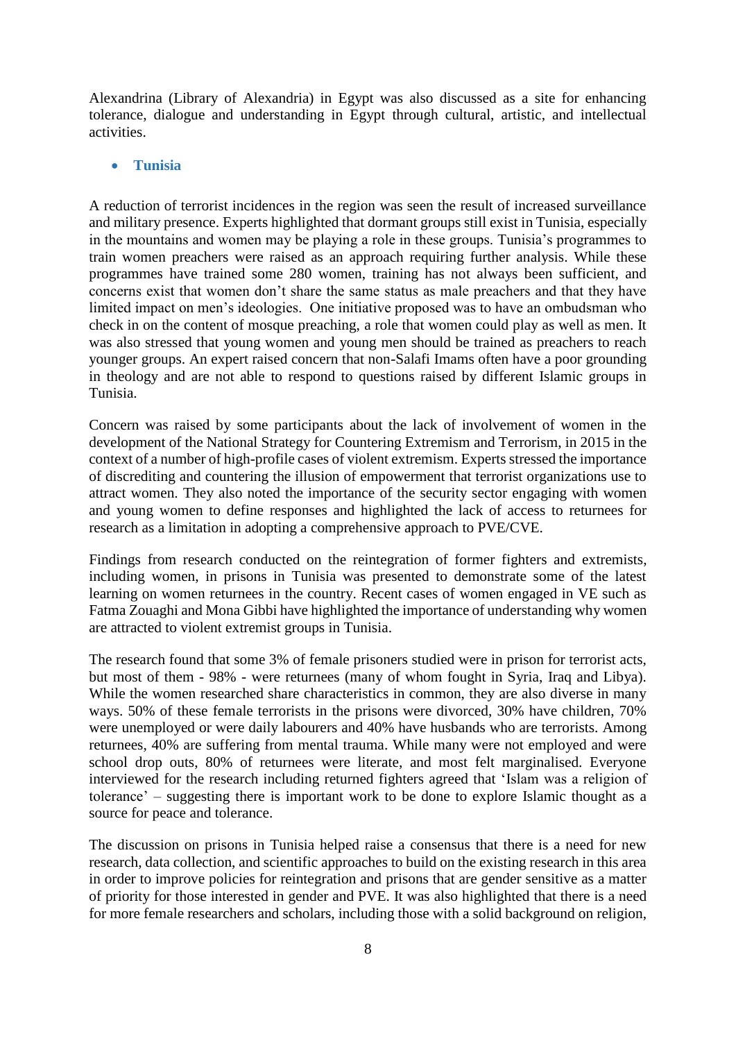Alexandrina (Library of Alexandria) in Egypt was also discussed as a site for enhancing tolerance, dialogue and understanding in Egypt through cultural, artistic, and intellectual activities.

- **Tunisia**

A reduction of terrorist incidences in the region was seen the result of increased surveillance and military presence. Experts highlighted that dormant groups still exist in Tunisia, especially in the mountains and women may be playing a role in these groups. Tunisia's programmes to train women preachers were raised as an approach requiring further analysis. While these programmes have trained some 280 women, training has not always been sufficient, and concerns exist that women don't share the same status as male preachers and that they have limited impact on men's ideologies. One initiative proposed was to have an ombudsman who check in on the content of mosque preaching, a role that women could play as well as men. It was also stressed that young women and young men should be trained as preachers to reach younger groups. An expert raised concern that non-Salafi Imams often have a poor grounding in theology and are not able to respond to questions raised by different Islamic groups in Tunisia.

Concern was raised by some participants about the lack of involvement of women in the development of the National Strategy for Countering Extremism and Terrorism, in 2015 in the context of a number of high-profile cases of violent extremism. Experts stressed the importance of discrediting and countering the illusion of empowerment that terrorist organizations use to attract women. They also noted the importance of the security sector engaging with women and young women to define responses and highlighted the lack of access to returnees for research as a limitation in adopting a comprehensive approach to PVE/CVE.

Findings from research conducted on the reintegration of former fighters and extremists, including women, in prisons in Tunisia was presented to demonstrate some of the latest learning on women returnees in the country. Recent cases of women engaged in VE such as Fatma Zouaghi and Mona Gibbi have highlighted the importance of understanding why women are attracted to violent extremist groups in Tunisia.

The research found that some 3% of female prisoners studied were in prison for terrorist acts, but most of them - 98% - were returnees (many of whom fought in Syria, Iraq and Libya). While the women researched share characteristics in common, they are also diverse in many ways. 50% of these female terrorists in the prisons were divorced, 30% have children, 70% were unemployed or were daily labourers and 40% have husbands who are terrorists. Among returnees, 40% are suffering from mental trauma. While many were not employed and were school drop outs, 80% of returnees were literate, and most felt marginalised. Everyone interviewed for the research including returned fighters agreed that 'Islam was a religion of tolerance' – suggesting there is important work to be done to explore Islamic thought as a source for peace and tolerance.

The discussion on prisons in Tunisia helped raise a consensus that there is a need for new research, data collection, and scientific approaches to build on the existing research in this area in order to improve policies for reintegration and prisons that are gender sensitive as a matter of priority for those interested in gender and PVE. It was also highlighted that there is a need for more female researchers and scholars, including those with a solid background on religion,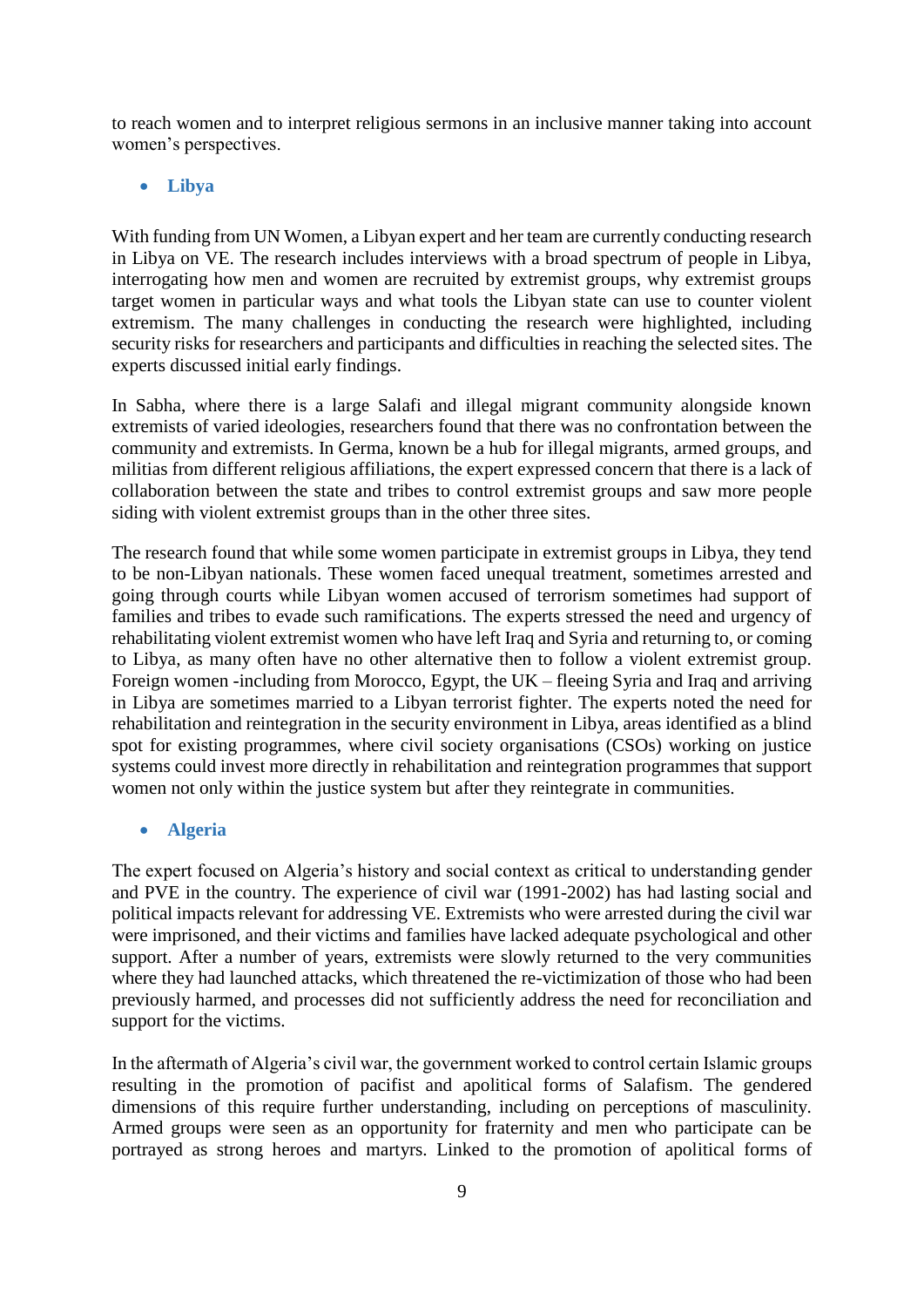to reach women and to interpret religious sermons in an inclusive manner taking into account women's perspectives.

- **Libya**

With funding from UN Women, a Libyan expert and her team are currently conducting research in Libya on VE. The research includes interviews with a broad spectrum of people in Libya, interrogating how men and women are recruited by extremist groups, why extremist groups target women in particular ways and what tools the Libyan state can use to counter violent extremism. The many challenges in conducting the research were highlighted, including security risks for researchers and participants and difficulties in reaching the selected sites. The experts discussed initial early findings.

In Sabha, where there is a large Salafi and illegal migrant community alongside known extremists of varied ideologies, researchers found that there was no confrontation between the community and extremists. In Germa, known be a hub for illegal migrants, armed groups, and militias from different religious affiliations, the expert expressed concern that there is a lack of collaboration between the state and tribes to control extremist groups and saw more people siding with violent extremist groups than in the other three sites.

The research found that while some women participate in extremist groups in Libya, they tend to be non-Libyan nationals. These women faced unequal treatment, sometimes arrested and going through courts while Libyan women accused of terrorism sometimes had support of families and tribes to evade such ramifications. The experts stressed the need and urgency of rehabilitating violent extremist women who have left Iraq and Syria and returning to, or coming to Libya, as many often have no other alternative then to follow a violent extremist group. Foreign women -including from Morocco, Egypt, the UK – fleeing Syria and Iraq and arriving in Libya are sometimes married to a Libyan terrorist fighter. The experts noted the need for rehabilitation and reintegration in the security environment in Libya, areas identified as a blind spot for existing programmes, where civil society organisations (CSOs) working on justice systems could invest more directly in rehabilitation and reintegration programmes that support women not only within the justice system but after they reintegrate in communities.

- **Algeria**

The expert focused on Algeria's history and social context as critical to understanding gender and PVE in the country. The experience of civil war (1991-2002) has had lasting social and political impacts relevant for addressing VE. Extremists who were arrested during the civil war were imprisoned, and their victims and families have lacked adequate psychological and other support. After a number of years, extremists were slowly returned to the very communities where they had launched attacks, which threatened the re-victimization of those who had been previously harmed, and processes did not sufficiently address the need for reconciliation and support for the victims.

In the aftermath of Algeria's civil war, the government worked to control certain Islamic groups resulting in the promotion of pacifist and apolitical forms of Salafism. The gendered dimensions of this require further understanding, including on perceptions of masculinity. Armed groups were seen as an opportunity for fraternity and men who participate can be portrayed as strong heroes and martyrs. Linked to the promotion of apolitical forms of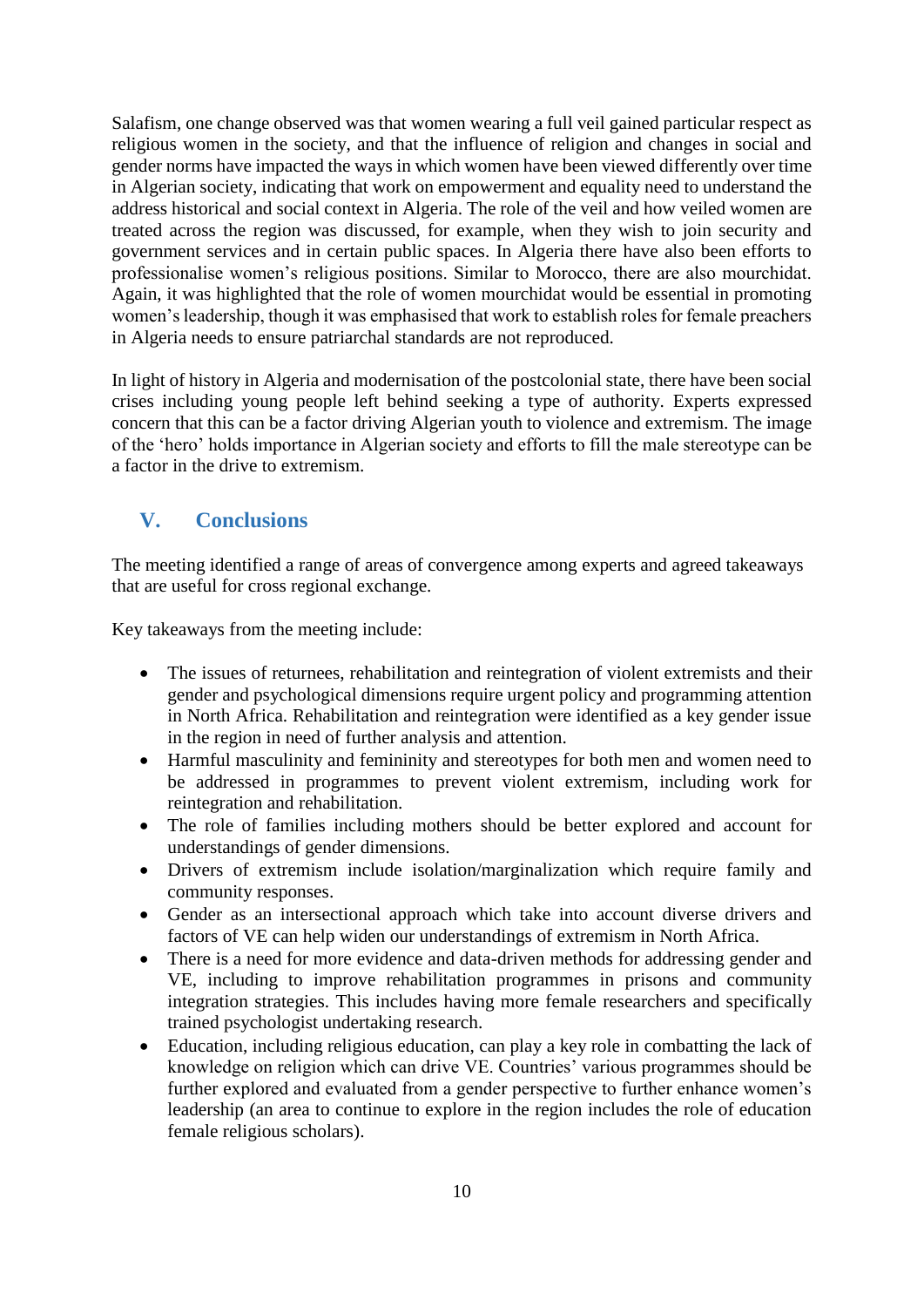Salafism, one change observed was that women wearing a full veil gained particular respect as religious women in the society, and that the influence of religion and changes in social and gender norms have impacted the ways in which women have been viewed differently over time in Algerian society, indicating that work on empowerment and equality need to understand the address historical and social context in Algeria. The role of the veil and how veiled women are treated across the region was discussed, for example, when they wish to join security and government services and in certain public spaces. In Algeria there have also been efforts to professionalise women's religious positions. Similar to Morocco, there are also mourchidat. Again, it was highlighted that the role of women mourchidat would be essential in promoting women's leadership, though it was emphasised that work to establish roles for female preachers in Algeria needs to ensure patriarchal standards are not reproduced.

In light of history in Algeria and modernisation of the postcolonial state, there have been social crises including young people left behind seeking a type of authority. Experts expressed concern that this can be a factor driving Algerian youth to violence and extremism. The image of the 'hero' holds importance in Algerian society and efforts to fill the male stereotype can be a factor in the drive to extremism.

## V. Conclusions

The meeting identified a range of areas of convergence among experts and agreed takeaways that are useful for cross regional exchange.

Key takeaways from the meeting include:

- The issues of returnees, rehabilitation and reintegration of violent extremists and their gender and psychological dimensions require urgent policy and programming attention in North Africa. Rehabilitation and reintegration were identified as a key gender issue in the region in need of further analysis and attention.
- Harmful masculinity and femininity and stereotypes for both men and women need to be addressed in programmes to prevent violent extremism, including work for reintegration and rehabilitation.
- The role of families including mothers should be better explored and account for understandings of gender dimensions.
- Drivers of extremism include isolation/marginalization which require family and community responses.
- Gender as an intersectional approach which take into account diverse drivers and factors of VE can help widen our understandings of extremism in North Africa.
- There is a need for more evidence and data-driven methods for addressing gender and VE, including to improve rehabilitation programmes in prisons and community integration strategies. This includes having more female researchers and specifically trained psychologist undertaking research.
- Education, including religious education, can play a key role in combatting the lack of knowledge on religion which can drive VE. Countries' various programmes should be further explored and evaluated from a gender perspective to further enhance women's leadership (an area to continue to explore in the region includes the role of education female religious scholars).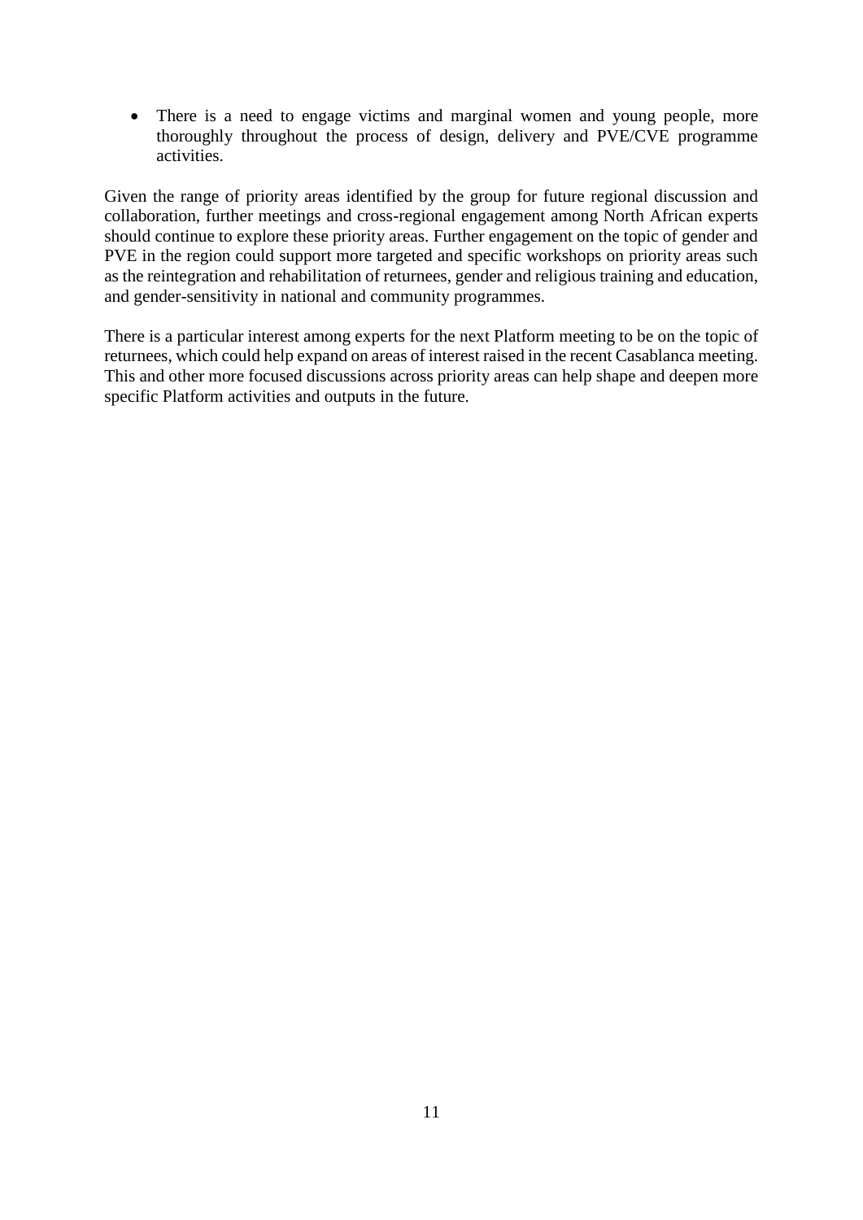- There is a need to engage victims and marginal women and young people, more thoroughly throughout the process of design, delivery and PVE/CVE programme activities.

Given the range of priority areas identified by the group for future regional discussion and collaboration, further meetings and cross-regional engagement among North African experts should continue to explore these priority areas. Further engagement on the topic of gender and PVE in the region could support more targeted and specific workshops on priority areas such as the reintegration and rehabilitation of returnees, gender and religious training and education, and gender-sensitivity in national and community programmes.

There is a particular interest among experts for the next Platform meeting to be on the topic of returnees, which could help expand on areas of interest raised in the recent Casablanca meeting. This and other more focused discussions across priority areas can help shape and deepen more specific Platform activities and outputs in the future.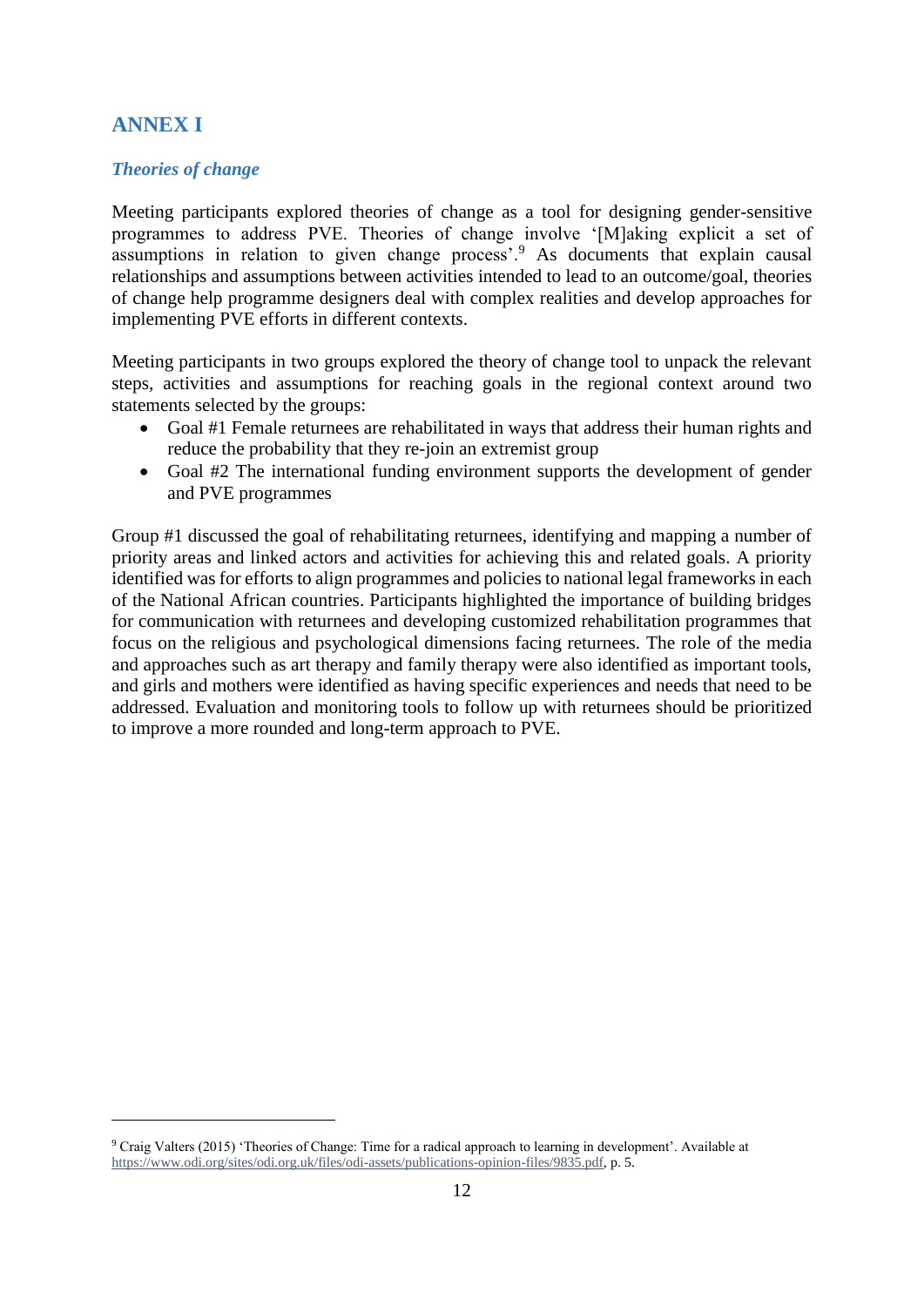# ANNEX I

### *Theories of change*

Meeting participants explored theories of change as a tool for designing gender-sensitive programmes to address PVE. Theories of change involve '[M]aking explicit a set of assumptions in relation to given change process'.[9] As documents that explain causal relationships and assumptions between activities intended to lead to an outcome/goal, theories of change help programme designers deal with complex realities and develop approaches for implementing PVE efforts in different contexts.

Meeting participants in two groups explored the theory of change tool to unpack the relevant steps, activities and assumptions for reaching goals in the regional context around two statements selected by the groups:

- Goal #1 Female returnees are rehabilitated in ways that address their human rights and reduce the probability that they re-join an extremist group
- Goal #2 The international funding environment supports the development of gender and PVE programmes

Group #1 discussed the goal of rehabilitating returnees, identifying and mapping a number of priority areas and linked actors and activities for achieving this and related goals. A priority identified was for efforts to align programmes and policies to national legal frameworks in each of the National African countries. Participants highlighted the importance of building bridges for communication with returnees and developing customized rehabilitation programmes that focus on the religious and psychological dimensions facing returnees. The role of the media and approaches such as art therapy and family therapy were also identified as important tools, and girls and mothers were identified as having specific experiences and needs that need to be addressed. Evaluation and monitoring tools to follow up with returnees should be prioritized to improve a more rounded and long-term approach to PVE.

---

[9] Craig Valters (2015) 'Theories of Change: Time for a radical approach to learning in development'. Available at https://www.odi.org/sites/odi.org.uk/files/odi-assets/publications-opinion-files/9835.pdf, p. 5.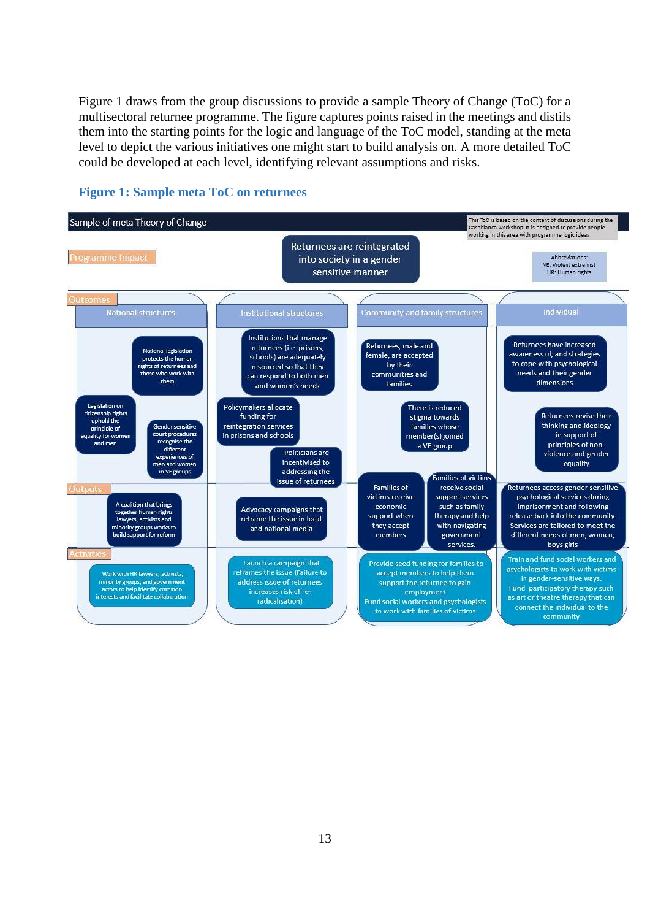Figure 1 draws from the group discussions to provide a sample Theory of Change (ToC) for a multisectoral returnee programme. The figure captures points raised in the meetings and distils them into the starting points for the logic and language of the ToC model, standing at the meta level to depict the various initiatives one might start to build analysis on. A more detailed ToC could be developed at each level, identifying relevant assumptions and risks.

### Figure 1: Sample meta ToC on returnees

**Sample of meta Theory of Change**

This ToC is based on the content of discussions during the Casablanca workshop. It is designed to provide people working in this area with programme logic ideas

Abbreviations:
VE: Violent extremist
HR: Human rights

**Programme Impact:** Returnees are reintegrated into society in a gender sensitive manner

| | National structures | Institutional structures | Community and family structures | Individual |
|---|---|---|---|---|
| **Outcomes** | National legislation protects the human rights of returnees and those who work with them<br>Legislation on citizenship rights uphold the principle of equality for women and men<br>Gender sensitive court procedures recognise the different experiences of men and women in VE groups | Institutions that manage returnees (i.e. prisons, schools) are adequately resourced so that they can respond to both men and women's needs<br>Policymakers allocate funding for reintegration services in prisons and schools<br>Politicians are incentivised to addressing the issue of returnees | Returnees, male and female, are accepted by their communities and families<br>There is reduced stigma towards families whose member(s) joined a VE group | Returnees have increased awareness of, and strategies to cope with psychological needs and their gender dimensions<br>Returnees revise their thinking and ideology in support of principles of non-violence and gender equality |
| **Outputs** | A coalition that brings together human rights lawyers, activists and minority groups works to build support for reform | Advocacy campaigns that reframe the issue in local and national media | Families of victims receive economic support when they accept members<br>Families of victims receive social support services such as family therapy and help with navigating government services. | Returnees access gender-sensitive psychological services during imprisonment and following release back into the community. Services are tailored to meet the different needs of men, women, boys girls |
| **Activities** | Work with HR lawyers, activists, minority groups, and government actors to help identify common interests and facilitate collaboration | Launch a campaign that reframes the issue (Failure to address issue of returnees increases risk of re-radicalisation) | Provide seed funding for families to accept members to help them support the returnee to gain employment<br>Fund social workers and psychologists to work with families of victims | Train and fund social workers and psychologists to work with victims in gender-sensitive ways.<br>Fund participatory therapy such as art or theatre therapy that can connect the individual to the community |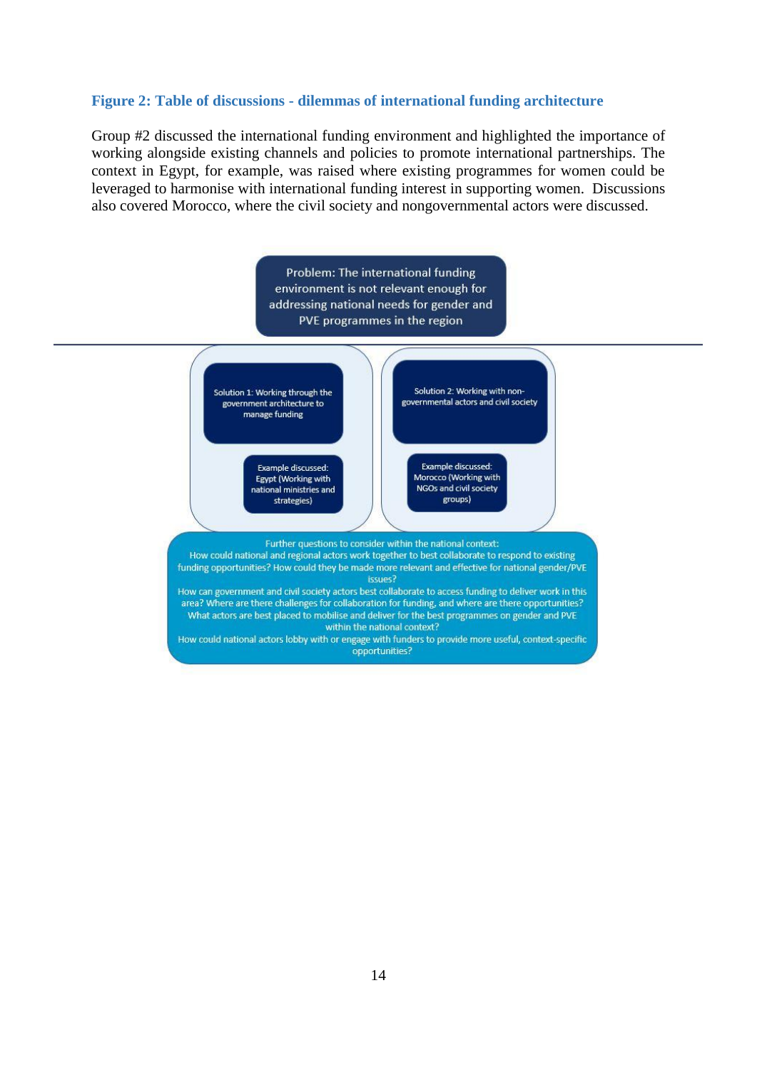#### Figure 2: Table of discussions - dilemmas of international funding architecture

Group #2 discussed the international funding environment and highlighted the importance of working alongside existing channels and policies to promote international partnerships. The context in Egypt, for example, was raised where existing programmes for women could be leveraged to harmonise with international funding interest in supporting women. Discussions also covered Morocco, where the civil society and nongovernmental actors were discussed.

Problem: The international funding environment is not relevant enough for addressing national needs for gender and PVE programmes in the region

Solution 1: Working through the government architecture to manage funding

Example discussed: Egypt (Working with national ministries and strategies)

Solution 2: Working with non-governmental actors and civil society

Example discussed: Morocco (Working with NGOs and civil society groups)

Further questions to consider within the national context:
How could national and regional actors work together to best collaborate to respond to existing funding opportunities? How could they be made more relevant and effective for national gender/PVE issues?
How can government and civil society actors best collaborate to access funding to deliver work in this area? Where are there challenges for collaboration for funding, and where are there opportunities? What actors are best placed to mobilise and deliver for the best programmes on gender and PVE within the national context?
How could national actors lobby with or engage with funders to provide more useful, context-specific opportunities?